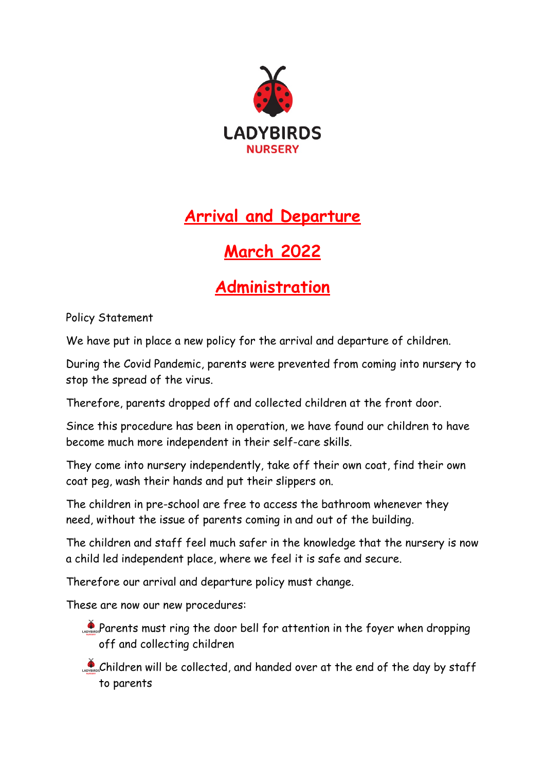LADYBIRDS
NURSERY

# Arrival and Departure

# March 2022

# Administration

Policy Statement

We have put in place a new policy for the arrival and departure of children.

During the Covid Pandemic, parents were prevented from coming into nursery to stop the spread of the virus.

Therefore, parents dropped off and collected children at the front door.

Since this procedure has been in operation, we have found our children to have become much more independent in their self-care skills.

They come into nursery independently, take off their own coat, find their own coat peg, wash their hands and put their slippers on.

The children in pre-school are free to access the bathroom whenever they need, without the issue of parents coming in and out of the building.

The children and staff feel much safer in the knowledge that the nursery is now a child led independent place, where we feel it is safe and secure.

Therefore our arrival and departure policy must change.

These are now our new procedures:

- Parents must ring the door bell for attention in the foyer when dropping off and collecting children
- Children will be collected, and handed over at the end of the day by staff to parents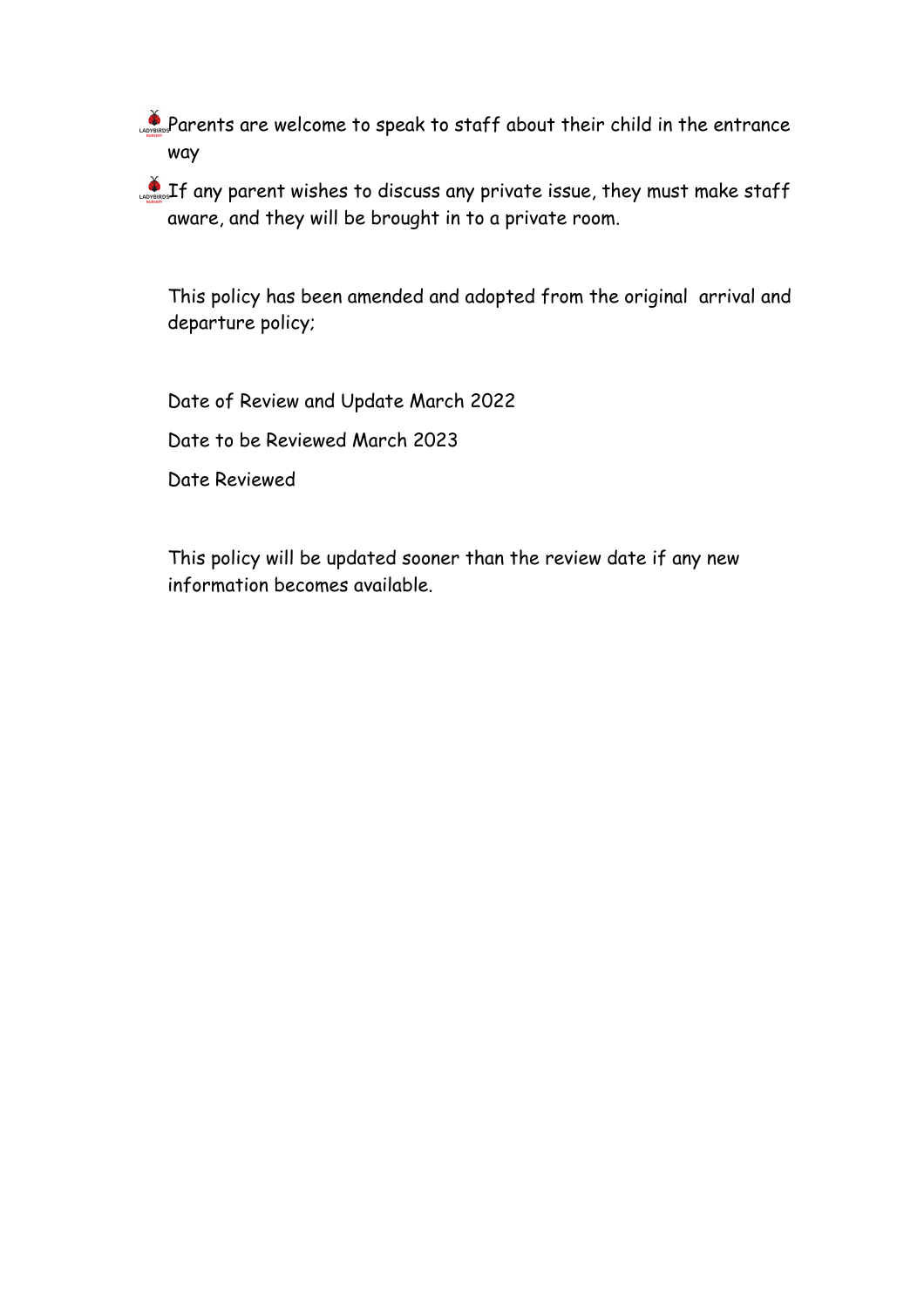- Parents are welcome to speak to staff about their child in the entrance way
- If any parent wishes to discuss any private issue, they must make staff aware, and they will be brought in to a private room.

This policy has been amended and adopted from the original arrival and departure policy;

Date of Review and Update March 2022

Date to be Reviewed March 2023

Date Reviewed

This policy will be updated sooner than the review date if any new information becomes available.